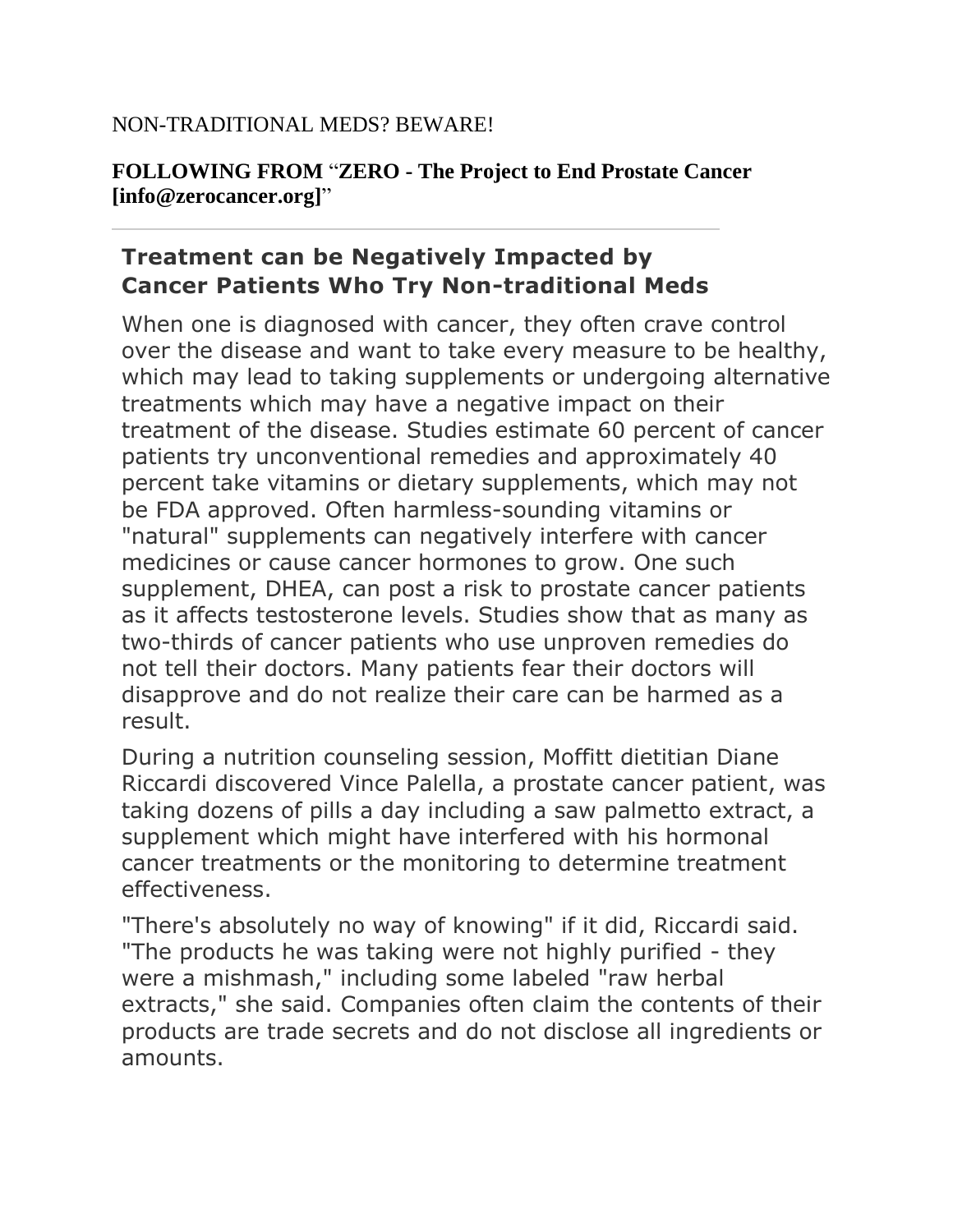NON-TRADITIONAL MEDS? BEWARE!

**FOLLOWING FROM "ZERO - The Project to End Prostate Cancer [info@zerocancer.org]"**

---

## Treatment can be Negatively Impacted by Cancer Patients Who Try Non-traditional Meds

When one is diagnosed with cancer, they often crave control over the disease and want to take every measure to be healthy, which may lead to taking supplements or undergoing alternative treatments which may have a negative impact on their treatment of the disease. Studies estimate 60 percent of cancer patients try unconventional remedies and approximately 40 percent take vitamins or dietary supplements, which may not be FDA approved. Often harmless-sounding vitamins or "natural" supplements can negatively interfere with cancer medicines or cause cancer hormones to grow. One such supplement, DHEA, can post a risk to prostate cancer patients as it affects testosterone levels. Studies show that as many as two-thirds of cancer patients who use unproven remedies do not tell their doctors. Many patients fear their doctors will disapprove and do not realize their care can be harmed as a result.

During a nutrition counseling session, Moffitt dietitian Diane Riccardi discovered Vince Palella, a prostate cancer patient, was taking dozens of pills a day including a saw palmetto extract, a supplement which might have interfered with his hormonal cancer treatments or the monitoring to determine treatment effectiveness.

"There's absolutely no way of knowing" if it did, Riccardi said. "The products he was taking were not highly purified - they were a mishmash," including some labeled "raw herbal extracts," she said. Companies often claim the contents of their products are trade secrets and do not disclose all ingredients or amounts.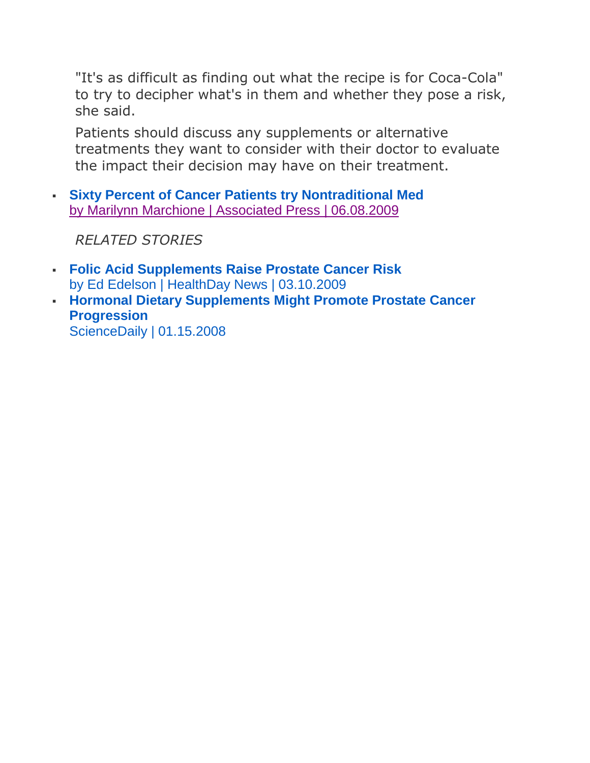"It's as difficult as finding out what the recipe is for Coca-Cola" to try to decipher what's in them and whether they pose a risk, she said.

Patients should discuss any supplements or alternative treatments they want to consider with their doctor to evaluate the impact their decision may have on their treatment.

- **Sixty Percent of Cancer Patients try Nontraditional Med**
  by Marilynn Marchione | Associated Press | 06.08.2009

*RELATED STORIES*

- **Folic Acid Supplements Raise Prostate Cancer Risk**
  by Ed Edelson | HealthDay News | 03.10.2009
- **Hormonal Dietary Supplements Might Promote Prostate Cancer Progression**
  ScienceDaily | 01.15.2008